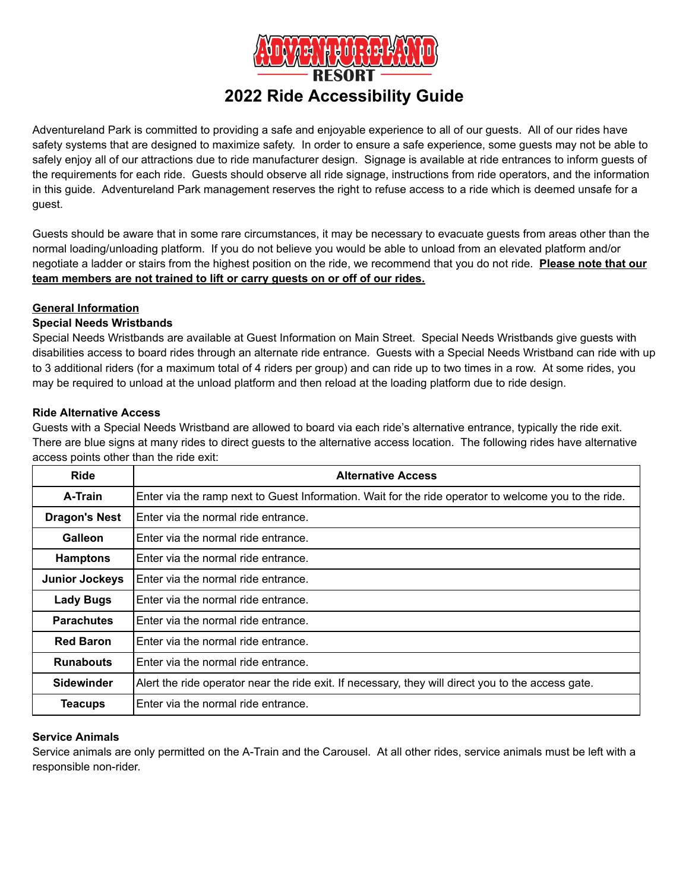# ADVENTURELAND RESORT

# 2022 Ride Accessibility Guide

Adventureland Park is committed to providing a safe and enjoyable experience to all of our guests. All of our rides have safety systems that are designed to maximize safety. In order to ensure a safe experience, some guests may not be able to safely enjoy all of our attractions due to ride manufacturer design. Signage is available at ride entrances to inform guests of the requirements for each ride. Guests should observe all ride signage, instructions from ride operators, and the information in this guide. Adventureland Park management reserves the right to refuse access to a ride which is deemed unsafe for a guest.

Guests should be aware that in some rare circumstances, it may be necessary to evacuate guests from areas other than the normal loading/unloading platform. If you do not believe you would be able to unload from an elevated platform and/or negotiate a ladder or stairs from the highest position on the ride, we recommend that you do not ride. **Please note that our team members are not trained to lift or carry guests on or off of our rides.**

## General Information

### Special Needs Wristbands

Special Needs Wristbands are available at Guest Information on Main Street. Special Needs Wristbands give guests with disabilities access to board rides through an alternate ride entrance. Guests with a Special Needs Wristband can ride with up to 3 additional riders (for a maximum total of 4 riders per group) and can ride up to two times in a row. At some rides, you may be required to unload at the unload platform and then reload at the loading platform due to ride design.

### Ride Alternative Access

Guests with a Special Needs Wristband are allowed to board via each ride's alternative entrance, typically the ride exit. There are blue signs at many rides to direct guests to the alternative access location. The following rides have alternative access points other than the ride exit:

| Ride | Alternative Access |
|---|---|
| **A-Train** | Enter via the ramp next to Guest Information. Wait for the ride operator to welcome you to the ride. |
| **Dragon's Nest** | Enter via the normal ride entrance. |
| **Galleon** | Enter via the normal ride entrance. |
| **Hamptons** | Enter via the normal ride entrance. |
| **Junior Jockeys** | Enter via the normal ride entrance. |
| **Lady Bugs** | Enter via the normal ride entrance. |
| **Parachutes** | Enter via the normal ride entrance. |
| **Red Baron** | Enter via the normal ride entrance. |
| **Runabouts** | Enter via the normal ride entrance. |
| **Sidewinder** | Alert the ride operator near the ride exit. If necessary, they will direct you to the access gate. |
| **Teacups** | Enter via the normal ride entrance. |

### Service Animals

Service animals are only permitted on the A-Train and the Carousel. At all other rides, service animals must be left with a responsible non-rider.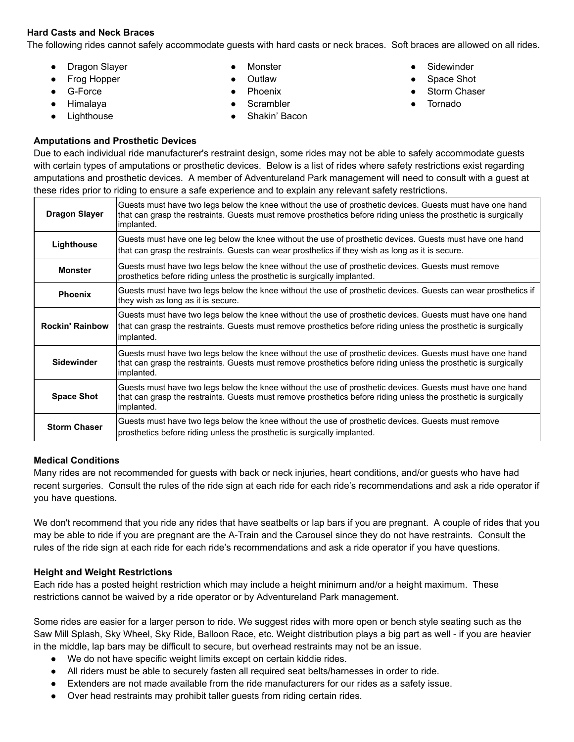**Hard Casts and Neck Braces**

The following rides cannot safely accommodate guests with hard casts or neck braces. Soft braces are allowed on all rides.

- Dragon Slayer
- Frog Hopper
- G-Force
- Himalaya
- Lighthouse
- Monster
- Outlaw
- Phoenix
- Scrambler
- Shakin' Bacon
- Sidewinder
- Space Shot
- Storm Chaser
- Tornado

**Amputations and Prosthetic Devices**

Due to each individual ride manufacturer's restraint design, some rides may not be able to safely accommodate guests with certain types of amputations or prosthetic devices. Below is a list of rides where safety restrictions exist regarding amputations and prosthetic devices. A member of Adventureland Park management will need to consult with a guest at these rides prior to riding to ensure a safe experience and to explain any relevant safety restrictions.

| | |
|---|---|
| **Dragon Slayer** | Guests must have two legs below the knee without the use of prosthetic devices. Guests must have one hand that can grasp the restraints. Guests must remove prosthetics before riding unless the prosthetic is surgically implanted. |
| **Lighthouse** | Guests must have one leg below the knee without the use of prosthetic devices. Guests must have one hand that can grasp the restraints. Guests can wear prosthetics if they wish as long as it is secure. |
| **Monster** | Guests must have two legs below the knee without the use of prosthetic devices. Guests must remove prosthetics before riding unless the prosthetic is surgically implanted. |
| **Phoenix** | Guests must have two legs below the knee without the use of prosthetic devices. Guests can wear prosthetics if they wish as long as it is secure. |
| **Rockin' Rainbow** | Guests must have two legs below the knee without the use of prosthetic devices. Guests must have one hand that can grasp the restraints. Guests must remove prosthetics before riding unless the prosthetic is surgically implanted. |
| **Sidewinder** | Guests must have two legs below the knee without the use of prosthetic devices. Guests must have one hand that can grasp the restraints. Guests must remove prosthetics before riding unless the prosthetic is surgically implanted. |
| **Space Shot** | Guests must have two legs below the knee without the use of prosthetic devices. Guests must have one hand that can grasp the restraints. Guests must remove prosthetics before riding unless the prosthetic is surgically implanted. |
| **Storm Chaser** | Guests must have two legs below the knee without the use of prosthetic devices. Guests must remove prosthetics before riding unless the prosthetic is surgically implanted. |

**Medical Conditions**

Many rides are not recommended for guests with back or neck injuries, heart conditions, and/or guests who have had recent surgeries. Consult the rules of the ride sign at each ride for each ride's recommendations and ask a ride operator if you have questions.

We don't recommend that you ride any rides that have seatbelts or lap bars if you are pregnant. A couple of rides that you may be able to ride if you are pregnant are the A-Train and the Carousel since they do not have restraints. Consult the rules of the ride sign at each ride for each ride's recommendations and ask a ride operator if you have questions.

**Height and Weight Restrictions**

Each ride has a posted height restriction which may include a height minimum and/or a height maximum. These restrictions cannot be waived by a ride operator or by Adventureland Park management.

Some rides are easier for a larger person to ride. We suggest rides with more open or bench style seating such as the Saw Mill Splash, Sky Wheel, Sky Ride, Balloon Race, etc. Weight distribution plays a big part as well - if you are heavier in the middle, lap bars may be difficult to secure, but overhead restraints may not be an issue.

- We do not have specific weight limits except on certain kiddie rides.
- All riders must be able to securely fasten all required seat belts/harnesses in order to ride.
- Extenders are not made available from the ride manufacturers for our rides as a safety issue.
- Over head restraints may prohibit taller guests from riding certain rides.